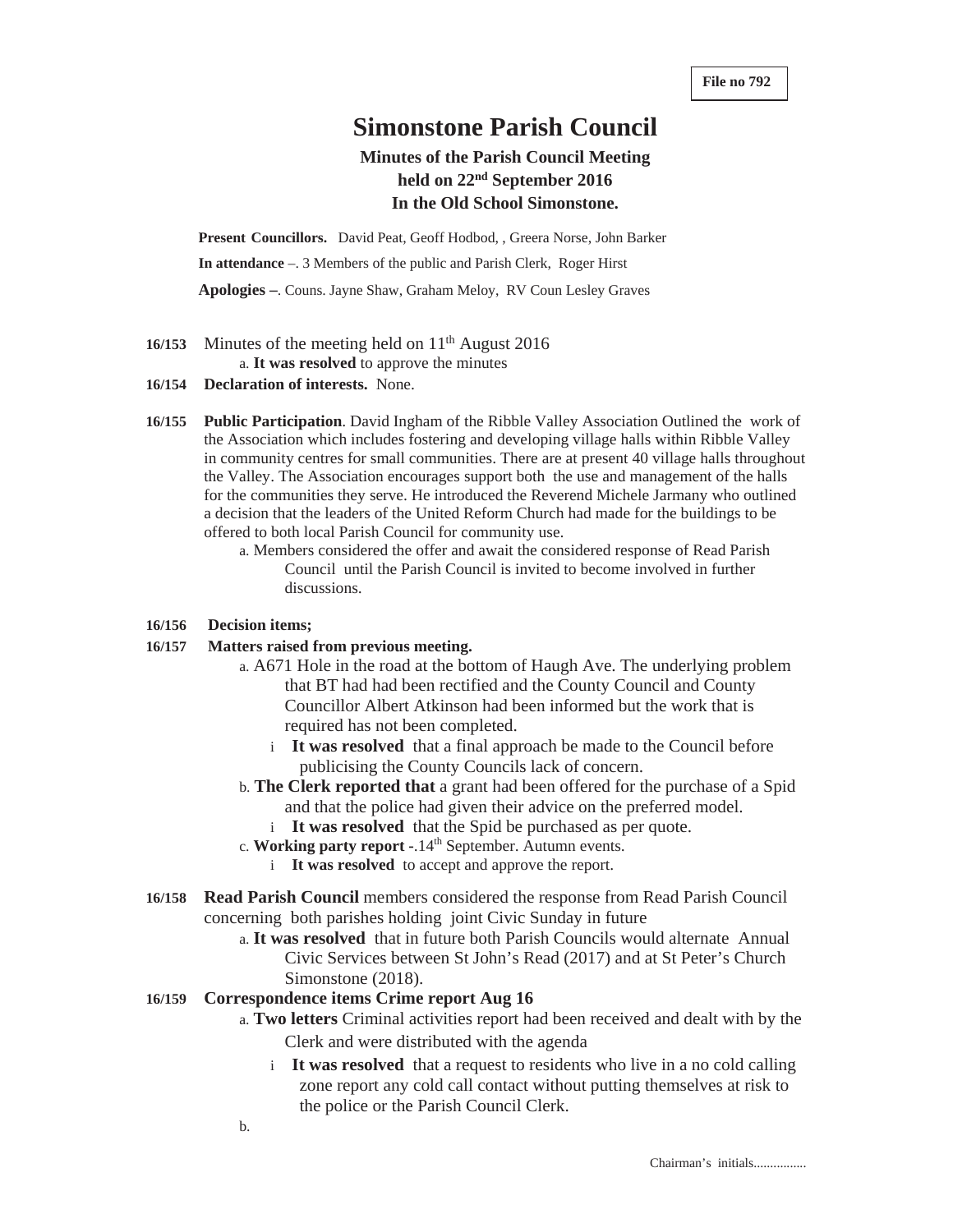**File no 792**

# Simonstone Parish Council

### Minutes of the Parish Council Meeting held on 22nd September 2016 In the Old School Simonstone.

**Present Councillors.** David Peat, Geoff Hodbod, , Greera Norse, John Barker

**In attendance** –. 3 Members of the public and Parish Clerk, Roger Hirst

**Apologies –**. Couns. Jayne Shaw, Graham Meloy, RV Coun Lesley Graves

**16/153** Minutes of the meeting held on 11th August 2016

a. **It was resolved** to approve the minutes

**16/154** **Declaration of interests.** None.

**16/155** **Public Participation**. David Ingham of the Ribble Valley Association Outlined the work of the Association which includes fostering and developing village halls within Ribble Valley in community centres for small communities. There are at present 40 village halls throughout the Valley. The Association encourages support both the use and management of the halls for the communities they serve. He introduced the Reverend Michele Jarmany who outlined a decision that the leaders of the United Reform Church had made for the buildings to be offered to both local Parish Council for community use.

a. Members considered the offer and await the considered response of Read Parish Council until the Parish Council is invited to become involved in further discussions.

**16/156** **Decision items;**

**16/157** **Matters raised from previous meeting.**

a. A671 Hole in the road at the bottom of Haugh Ave. The underlying problem that BT had had been rectified and the County Council and County Councillor Albert Atkinson had been informed but the work that is required has not been completed.

i **It was resolved** that a final approach be made to the Council before publicising the County Councils lack of concern.

b. **The Clerk reported that** a grant had been offered for the purchase of a Spid and that the police had given their advice on the preferred model.

i **It was resolved** that the Spid be purchased as per quote.

c. **Working party report -**.14th September. Autumn events.

i **It was resolved** to accept and approve the report.

**16/158** **Read Parish Council** members considered the response from Read Parish Council concerning both parishes holding joint Civic Sunday in future

a. **It was resolved** that in future both Parish Councils would alternate Annual Civic Services between St John's Read (2017) and at St Peter's Church Simonstone (2018).

**16/159** **Correspondence items Crime report Aug 16**

a. **Two letters** Criminal activities report had been received and dealt with by the Clerk and were distributed with the agenda

i **It was resolved** that a request to residents who live in a no cold calling zone report any cold call contact without putting themselves at risk to the police or the Parish Council Clerk.

b.

Chairman's initials................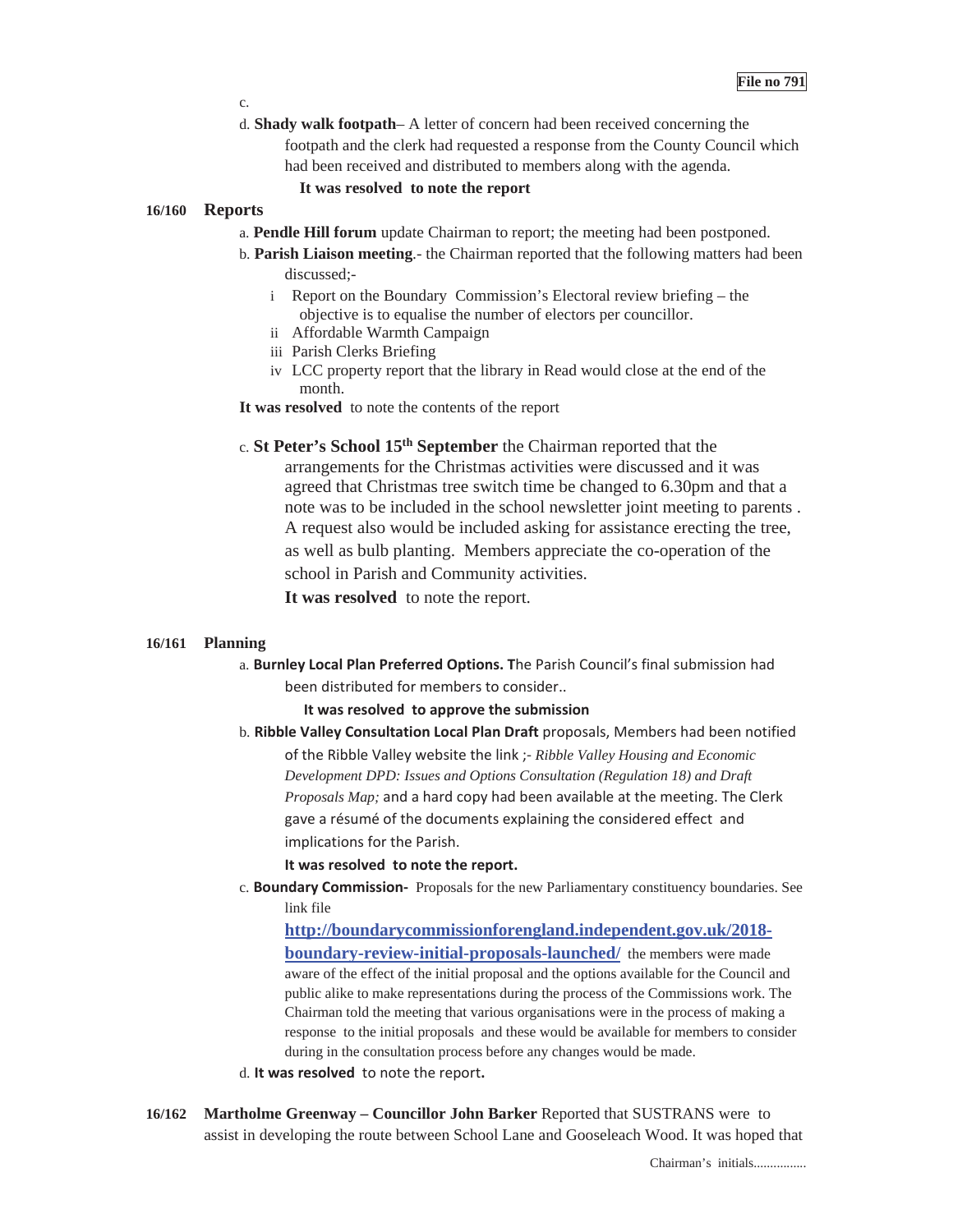c.

d. **Shady walk footpath**– A letter of concern had been received concerning the footpath and the clerk had requested a response from the County Council which had been received and distributed to members along with the agenda.

**It was resolved to note the report**

**16/160 Reports**

a. **Pendle Hill forum** update Chairman to report; the meeting had been postponed.

b. **Parish Liaison meeting**.- the Chairman reported that the following matters had been discussed;-

   i Report on the Boundary Commission's Electoral review briefing – the objective is to equalise the number of electors per councillor.
   ii Affordable Warmth Campaign
   iii Parish Clerks Briefing
   iv LCC property report that the library in Read would close at the end of the month.

**It was resolved** to note the contents of the report

c. **St Peter's School 15th September** the Chairman reported that the arrangements for the Christmas activities were discussed and it was agreed that Christmas tree switch time be changed to 6.30pm and that a note was to be included in the school newsletter joint meeting to parents . A request also would be included asking for assistance erecting the tree, as well as bulb planting. Members appreciate the co-operation of the school in Parish and Community activities.

**It was resolved** to note the report.

**16/161 Planning**

a. **Burnley Local Plan Preferred Options. T**he Parish Council's final submission had been distributed for members to consider..

**It was resolved to approve the submission**

b. **Ribble Valley Consultation Local Plan Draft** proposals, Members had been notified of the Ribble Valley website the link ;- *Ribble Valley Housing and Economic Development DPD: Issues and Options Consultation (Regulation 18) and Draft Proposals Map;* and a hard copy had been available at the meeting. The Clerk gave a résumé of the documents explaining the considered effect and implications for the Parish.

**It was resolved to note the report.**

c. **Boundary Commission-** Proposals for the new Parliamentary constituency boundaries. See link file **http://boundarycommissionforengland.independent.gov.uk/2018-boundary-review-initial-proposals-launched/** the members were made aware of the effect of the initial proposal and the options available for the Council and public alike to make representations during the process of the Commissions work. The Chairman told the meeting that various organisations were in the process of making a response to the initial proposals and these would be available for members to consider during in the consultation process before any changes would be made.

d. **It was resolved** to note the report**.**

**16/162 Martholme Greenway – Councillor John Barker** Reported that SUSTRANS were to assist in developing the route between School Lane and Gooseleach Wood. It was hoped that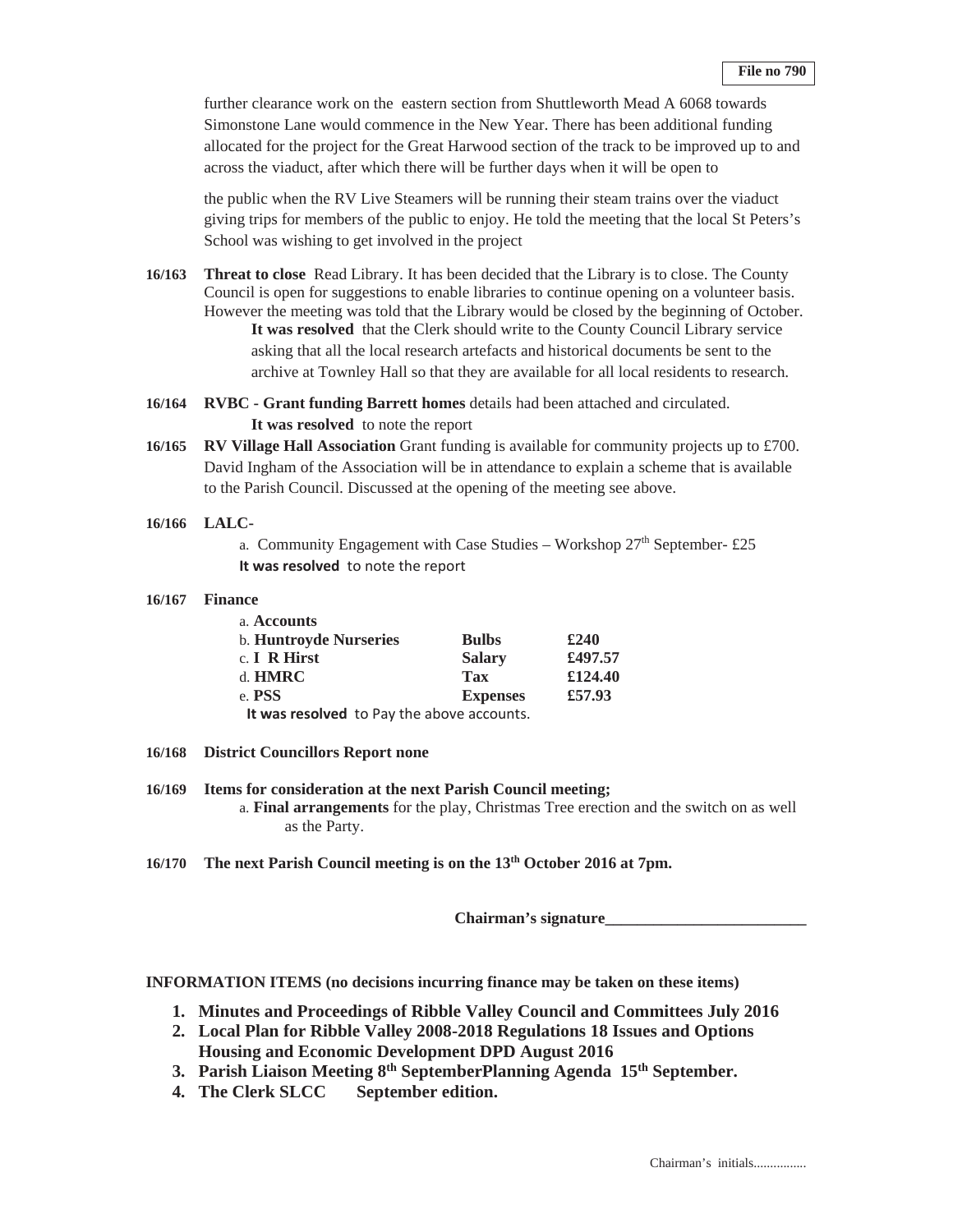further clearance work on the eastern section from Shuttleworth Mead A 6068 towards Simonstone Lane would commence in the New Year. There has been additional funding allocated for the project for the Great Harwood section of the track to be improved up to and across the viaduct, after which there will be further days when it will be open to

the public when the RV Live Steamers will be running their steam trains over the viaduct giving trips for members of the public to enjoy. He told the meeting that the local St Peters's School was wishing to get involved in the project

**16/163** **Threat to close** Read Library. It has been decided that the Library is to close. The County Council is open for suggestions to enable libraries to continue opening on a volunteer basis. However the meeting was told that the Library would be closed by the beginning of October.
**It was resolved** that the Clerk should write to the County Council Library service asking that all the local research artefacts and historical documents be sent to the archive at Townley Hall so that they are available for all local residents to research.

**16/164** **RVBC - Grant funding Barrett homes** details had been attached and circulated.
**It was resolved** to note the report

**16/165** **RV Village Hall Association** Grant funding is available for community projects up to £700. David Ingham of the Association will be in attendance to explain a scheme that is available to the Parish Council. Discussed at the opening of the meeting see above.

**16/166** **LALC**-

a. Community Engagement with Case Studies – Workshop 27th September- £25
**It was resolved** to note the report

**16/167** **Finance**

| | | |
|---|---|---|
| a. **Accounts** | | |
| b. **Huntroyde Nurseries** | **Bulbs** | **£240** |
| c. **I R Hirst** | **Salary** | **£497.57** |
| d. **HMRC** | **Tax** | **£124.40** |
| e. **PSS** | **Expenses** | **£57.93** |

**It was resolved** to Pay the above accounts.

**16/168** **District Councillors Report none**

**16/169** **Items for consideration at the next Parish Council meeting;**

a. **Final arrangements** for the play, Christmas Tree erection and the switch on as well as the Party.

**16/170** **The next Parish Council meeting is on the 13th October 2016 at 7pm.**

**Chairman's signature\_\_\_\_\_\_\_\_\_\_\_\_\_\_\_\_\_\_\_\_\_\_\_\_\_\_**

**INFORMATION ITEMS (no decisions incurring finance may be taken on these items)**

1. **Minutes and Proceedings of Ribble Valley Council and Committees July 2016**
2. **Local Plan for Ribble Valley 2008-2018 Regulations 18 Issues and Options Housing and Economic Development DPD August 2016**
3. **Parish Liaison Meeting 8th SeptemberPlanning Agenda 15th September.**
4. **The Clerk SLCC September edition.**

Chairman's initials................